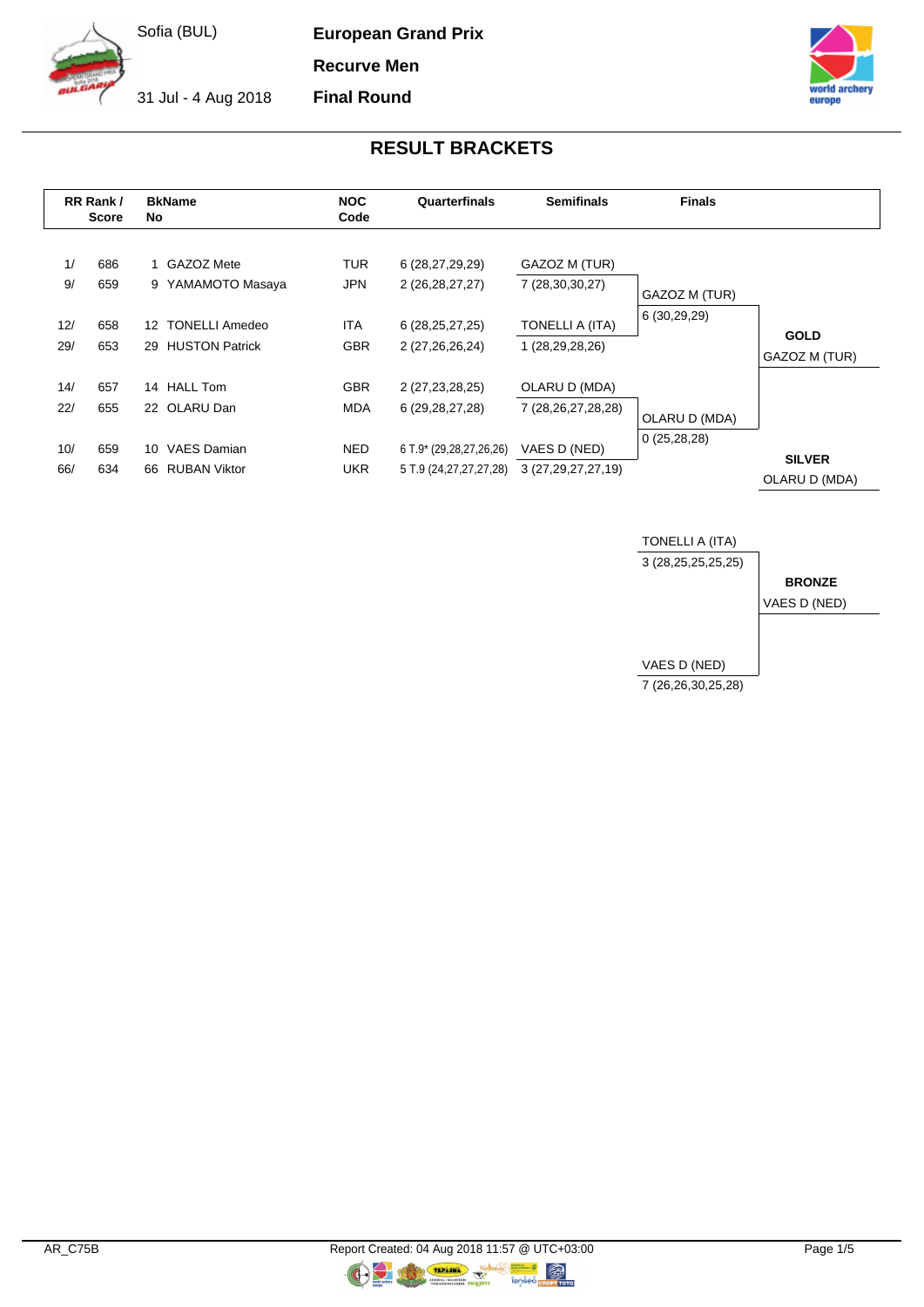Sofia (BUL)

31 Jul - 4 Aug 2018

**European Grand Prix**

**Recurve Men**

**Final Round**

## RESULT BRACKETS

| RR Rank / | Score | BkName No | | NOC Code | Quarterfinals | Semifinals | Finals | |
|---|---|---|---|---|---|---|---|---|
| 1/ | 686 | 1 | GAZOZ Mete | TUR | 6 (28,27,29,29) | GAZOZ M (TUR) | | |
| 9/ | 659 | 9 | YAMAMOTO Masaya | JPN | 2 (26,28,27,27) | 7 (28,30,30,27) | GAZOZ M (TUR) | |
| | | | | | | | 6 (30,29,29) | |
| 12/ | 658 | 12 | TONELLI Amedeo | ITA | 6 (28,25,27,25) | TONELLI A (ITA) | | **GOLD** |
| 29/ | 653 | 29 | HUSTON Patrick | GBR | 2 (27,26,26,24) | 1 (28,29,28,26) | | GAZOZ M (TUR) |
| 14/ | 657 | 14 | HALL Tom | GBR | 2 (27,23,28,25) | OLARU D (MDA) | | |
| 22/ | 655 | 22 | OLARU Dan | MDA | 6 (29,28,27,28) | 7 (28,26,27,28,28) | OLARU D (MDA) | |
| | | | | | | | 0 (25,28,28) | |
| 10/ | 659 | 10 | VAES Damian | NED | 6 T.9* (29,28,27,26,26) | VAES D (NED) | | **SILVER** |
| 66/ | 634 | 66 | RUBAN Viktor | UKR | 5 T.9 (24,27,27,27,28) | 3 (27,29,27,27,19) | | OLARU D (MDA) |

| Bronze Match | | |
|---|---|---|
| TONELLI A (ITA) | 3 (28,25,25,25,25) | **BRONZE** |
| VAES D (NED) | 7 (26,26,30,25,28) | VAES D (NED) |

AR_C75B

Report Created: 04 Aug 2018 11:57 @ UTC+03:00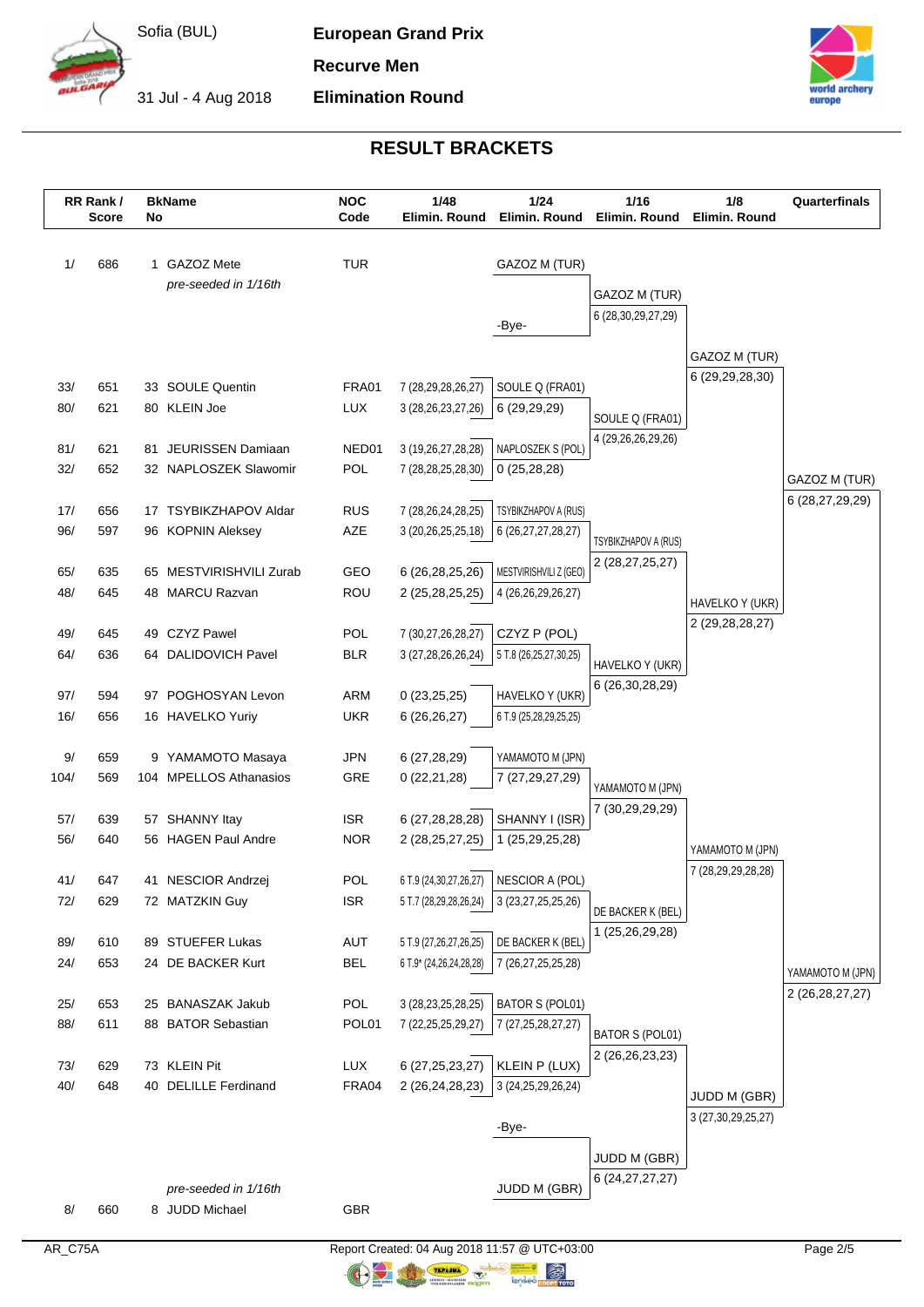# RESULT BRACKETS

Sofia (BUL) — 31 Jul - 4 Aug 2018

**European Grand Prix**
**Recurve Men**
**Elimination Round**

| RR Rank / Score | | BkName No | | NOC Code | 1/48 Elimin. Round | 1/24 Elimin. Round | 1/16 Elimin. Round | 1/8 Elimin. Round | Quarterfinals |
|---|---|---|---|---|---|---|---|---|---|
| 1/ | 686 | 1 | GAZOZ Mete *pre-seeded in 1/16th* | TUR | | GAZOZ M (TUR) | | | |
| | | | | | | -Bye- | GAZOZ M (TUR) 6 (28,30,29,27,29) | | |
| 33/ | 651 | 33 | SOULE Quentin | FRA01 | 7 (28,29,28,26,27) | SOULE Q (FRA01) | | GAZOZ M (TUR) 6 (29,29,28,30) | |
| 80/ | 621 | 80 | KLEIN Joe | LUX | 3 (28,26,23,27,26) | 6 (29,29,29) | SOULE Q (FRA01) 4 (29,26,26,29,26) | | |
| 81/ | 621 | 81 | JEURISSEN Damiaan | NED01 | 3 (19,26,27,28,28) | NAPLOSZEK S (POL) | | | |
| 32/ | 652 | 32 | NAPLOSZEK Slawomir | POL | 7 (28,28,25,28,30) | 0 (25,28,28) | | | GAZOZ M (TUR) 6 (28,27,29,29) |
| 17/ | 656 | 17 | TSYBIKZHAPOV Aldar | RUS | 7 (28,26,24,28,25) | TSYBIKZHAPOV A (RUS) | | | |
| 96/ | 597 | 96 | KOPNIN Aleksey | AZE | 3 (20,26,25,25,18) | 6 (26,27,27,28,27) | TSYBIKZHAPOV A (RUS) 2 (28,27,25,27) | | |
| 65/ | 635 | 65 | MESTVIRISHVILI Zurab | GEO | 6 (26,28,25,26) | MESTVIRISHVILI Z (GEO) | | | |
| 48/ | 645 | 48 | MARCU Razvan | ROU | 2 (25,28,25,25) | 4 (26,26,29,26,27) | | HAVELKO Y (UKR) 2 (29,28,28,27) | |
| 49/ | 645 | 49 | CZYZ Pawel | POL | 7 (30,27,26,28,27) | CZYZ P (POL) | | | |
| 64/ | 636 | 64 | DALIDOVICH Pavel | BLR | 3 (27,28,26,26,24) | 5 T.8 (26,25,27,30,25) | HAVELKO Y (UKR) 6 (26,30,28,29) | | |
| 97/ | 594 | 97 | POGHOSYAN Levon | ARM | 0 (23,25,25) | HAVELKO Y (UKR) | | | |
| 16/ | 656 | 16 | HAVELKO Yuriy | UKR | 6 (26,26,27) | 6 T.9 (25,28,29,25,25) | | | |
| 9/ | 659 | 9 | YAMAMOTO Masaya | JPN | 6 (27,28,29) | YAMAMOTO M (JPN) | | | |
| 104/ | 569 | 104 | MPELLOS Athanasios | GRE | 0 (22,21,28) | 7 (27,29,27,29) | YAMAMOTO M (JPN) 7 (30,29,29,29) | | |
| 57/ | 639 | 57 | SHANNY Itay | ISR | 6 (27,28,28,28) | SHANNY I (ISR) | | | |
| 56/ | 640 | 56 | HAGEN Paul Andre | NOR | 2 (28,25,27,25) | 1 (25,29,25,28) | | YAMAMOTO M (JPN) 7 (28,29,29,28,28) | |
| 41/ | 647 | 41 | NESCIOR Andrzej | POL | 6 T.9 (24,30,27,26,27) | NESCIOR A (POL) | | | |
| 72/ | 629 | 72 | MATZKIN Guy | ISR | 5 T.7 (28,29,28,26,24) | 3 (23,27,25,25,26) | DE BACKER K (BEL) 1 (25,26,29,28) | | |
| 89/ | 610 | 89 | STUEFER Lukas | AUT | 5 T.9 (27,26,27,26,25) | DE BACKER K (BEL) | | | |
| 24/ | 653 | 24 | DE BACKER Kurt | BEL | 6 T.9* (24,26,24,28,28) | 7 (26,27,25,25,28) | | | YAMAMOTO M (JPN) 2 (26,28,27,27) |
| 25/ | 653 | 25 | BANASZAK Jakub | POL | 3 (28,23,25,28,25) | BATOR S (POL01) | | | |
| 88/ | 611 | 88 | BATOR Sebastian | POL01 | 7 (22,25,25,29,27) | 7 (27,25,28,27,27) | BATOR S (POL01) 2 (26,26,23,23) | | |
| 73/ | 629 | 73 | KLEIN Pit | LUX | 6 (27,25,23,27) | KLEIN P (LUX) | | | |
| 40/ | 648 | 40 | DELILLE Ferdinand | FRA04 | 2 (26,24,28,23) | 3 (24,25,29,26,24) | | JUDD M (GBR) 3 (27,30,29,25,27) | |
| | | | | | | -Bye- | JUDD M (GBR) 6 (24,27,27,27) | | |
| 8/ | 660 | 8 | JUDD Michael *pre-seeded in 1/16th* | GBR | | JUDD M (GBR) | | | |

AR_C75A — Report Created: 04 Aug 2018 11:57 @ UTC+03:00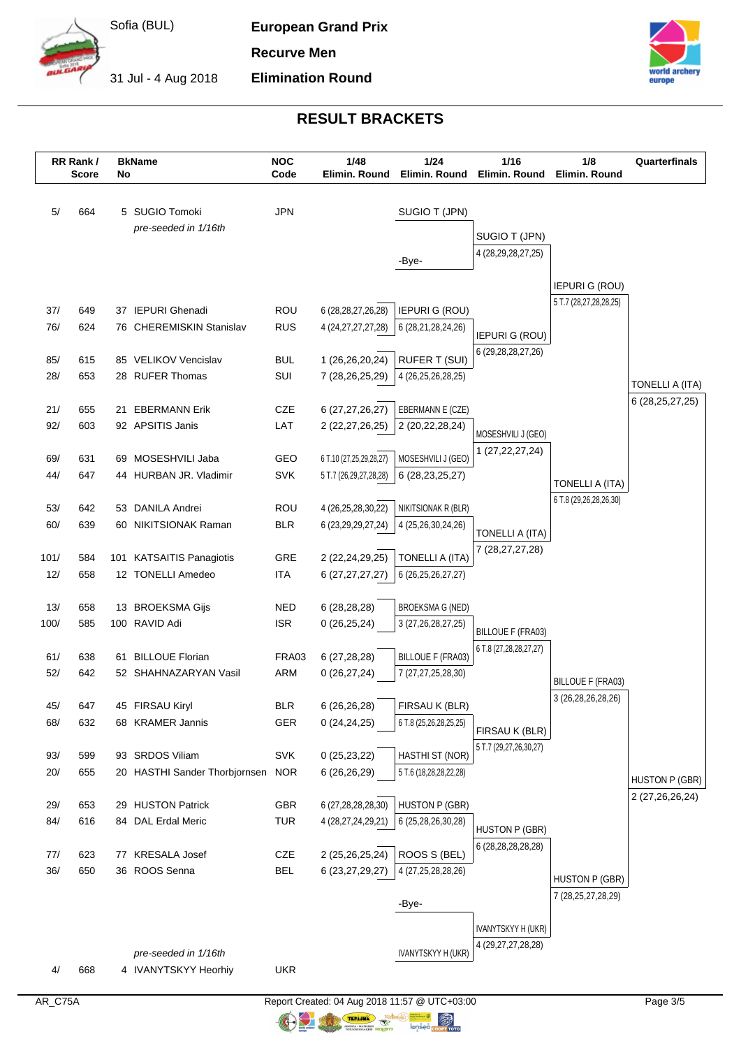Sofia (BUL)

31 Jul - 4 Aug 2018

**European Grand Prix**

**Recurve Men**

**Elimination Round**

## RESULT BRACKETS

| RR Rank / | Score | BkNo | Name | NOC Code | 1/48 Elimin. Round | 1/24 Elimin. Round | 1/16 Elimin. Round | 1/8 Elimin. Round | Quarterfinals |
|---|---|---|---|---|---|---|---|---|---|
| 5/ | 664 | 5 | SUGIO Tomoki *pre-seeded in 1/16th* | JPN | | SUGIO T (JPN) | SUGIO T (JPN) 4 (28,29,28,27,25) | | |
| | | | | | | -Bye- | | IEPURI G (ROU) 5 T.7 (28,27,28,28,25) | |
| 37/ | 649 | 37 | IEPURI Ghenadi | ROU | 6 (28,28,27,26,28) | IEPURI G (ROU) | | | |
| 76/ | 624 | 76 | CHEREMISKIN Stanislav | RUS | 4 (24,27,27,27,28) | 6 (28,21,28,24,26) | IEPURI G (ROU) 6 (29,28,28,27,26) | | |
| 85/ | 615 | 85 | VELIKOV Vencislav | BUL | 1 (26,26,20,24) | RUFER T (SUI) | | | |
| 28/ | 653 | 28 | RUFER Thomas | SUI | 7 (28,26,25,29) | 4 (26,25,26,28,25) | | | TONELLI A (ITA) 6 (28,25,27,25) |
| 21/ | 655 | 21 | EBERMANN Erik | CZE | 6 (27,27,26,27) | EBERMANN E (CZE) | | | |
| 92/ | 603 | 92 | APSITIS Janis | LAT | 2 (22,27,26,25) | 2 (20,22,28,24) | MOSESHVILI J (GEO) 1 (27,22,27,24) | | |
| 69/ | 631 | 69 | MOSESHVILI Jaba | GEO | 6 T.10 (27,25,29,28,27) | MOSESHVILI J (GEO) | | | |
| 44/ | 647 | 44 | HURBAN JR. Vladimir | SVK | 5 T.7 (26,29,27,28,28) | 6 (28,23,25,27) | | TONELLI A (ITA) 6 T.8 (29,26,28,26,30) | |
| 53/ | 642 | 53 | DANILA Andrei | ROU | 4 (26,25,28,30,22) | NIKITSIONAK R (BLR) | | | |
| 60/ | 639 | 60 | NIKITSIONAK Raman | BLR | 6 (23,29,29,27,24) | 4 (25,26,30,24,26) | TONELLI A (ITA) 7 (28,27,27,28) | | |
| 101/ | 584 | 101 | KATSAITIS Panagiotis | GRE | 2 (22,24,29,25) | TONELLI A (ITA) | | | |
| 12/ | 658 | 12 | TONELLI Amedeo | ITA | 6 (27,27,27,27) | 6 (26,25,26,27,27) | | | |
| 13/ | 658 | 13 | BROEKSMA Gijs | NED | 6 (28,28,28) | BROEKSMA G (NED) | | | |
| 100/ | 585 | 100 | RAVID Adi | ISR | 0 (26,25,24) | 3 (27,26,28,27,25) | BILLOUE F (FRA03) 6 T.8 (27,28,28,27,27) | | |
| 61/ | 638 | 61 | BILLOUE Florian | FRA03 | 6 (27,28,28) | BILLOUE F (FRA03) | | | |
| 52/ | 642 | 52 | SHAHNAZARYAN Vasil | ARM | 0 (26,27,24) | 7 (27,27,25,28,30) | | BILLOUE F (FRA03) 3 (26,28,26,28,26) | |
| 45/ | 647 | 45 | FIRSAU Kiryl | BLR | 6 (26,26,28) | FIRSAU K (BLR) | | | |
| 68/ | 632 | 68 | KRAMER Jannis | GER | 0 (24,24,25) | 6 T.8 (25,26,28,25,25) | FIRSAU K (BLR) 5 T.7 (29,27,26,30,27) | | |
| 93/ | 599 | 93 | SRDOS Viliam | SVK | 0 (25,23,22) | HASTHI ST (NOR) | | | |
| 20/ | 655 | 20 | HASTHI Sander Thorbjornsen | NOR | 6 (26,26,29) | 5 T.6 (18,28,28,22,28) | | | HUSTON P (GBR) 2 (27,26,26,24) |
| 29/ | 653 | 29 | HUSTON Patrick | GBR | 6 (27,28,28,28,30) | HUSTON P (GBR) | | | |
| 84/ | 616 | 84 | DAL Erdal Meric | TUR | 4 (28,27,24,29,21) | 6 (25,28,26,30,28) | HUSTON P (GBR) 6 (28,28,28,28,28) | | |
| 77/ | 623 | 77 | KRESALA Josef | CZE | 2 (25,26,25,24) | ROOS S (BEL) | | | |
| 36/ | 650 | 36 | ROOS Senna | BEL | 6 (23,27,29,27) | 4 (27,25,28,28,26) | | HUSTON P (GBR) 7 (28,25,27,28,29) | |
| | | | | | | -Bye- | | | |
| | | | | | | | IVANYTSKYY H (UKR) 4 (29,27,27,28,28) | | |
| 4/ | 668 | 4 | IVANYTSKYY Heorhiy *pre-seeded in 1/16th* | UKR | | IVANYTSKYY H (UKR) | | | |

AR_C75A

Report Created: 04 Aug 2018 11:57 @ UTC+03:00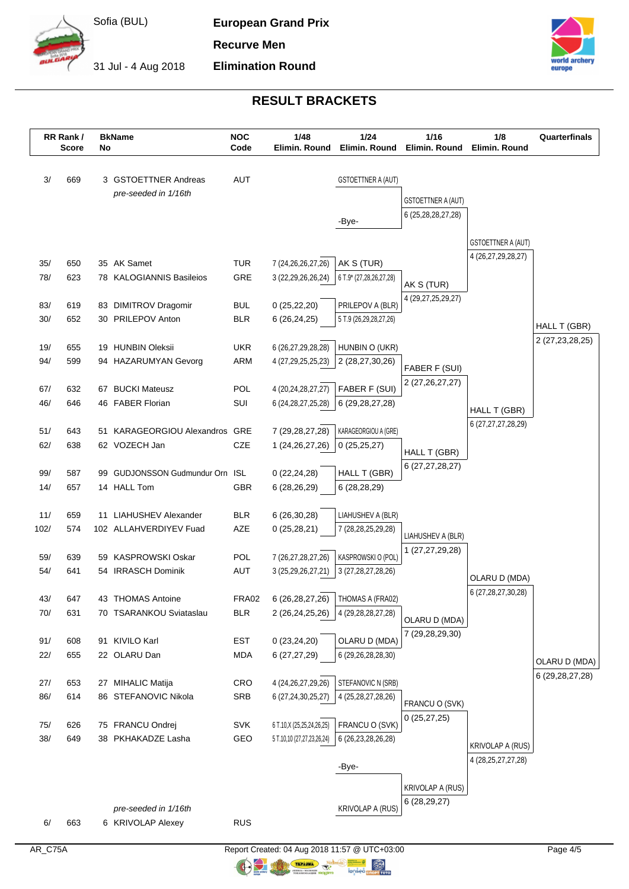Sofia (BUL)

31 Jul - 4 Aug 2018

**European Grand Prix**

**Recurve Men**

**Elimination Round**

## RESULT BRACKETS

| RR Rank / Score | | BkName No | | NOC Code | 1/48 Elimin. Round | 1/24 Elimin. Round | 1/16 Elimin. Round | 1/8 Elimin. Round | Quarterfinals |
|---|---|---|---|---|---|---|---|---|---|
| 3/ | 669 | 3 | GSTOETTNER Andreas *pre-seeded in 1/16th* | AUT | | GSTOETTNER A (AUT) | GSTOETTNER A (AUT) 6 (25,28,28,27,28) | GSTOETTNER A (AUT) 4 (26,27,29,28,27) | HALL T (GBR) 2 (27,23,28,25) |
| | | | | | | -Bye- | | | |
| 35/ | 650 | 35 | AK Samet | TUR | 7 (24,26,26,27,26) | AK S (TUR) | AK S (TUR) 4 (29,27,25,29,27) | | |
| 78/ | 623 | 78 | KALOGIANNIS Basileios | GRE | 3 (22,29,26,26,24) | 6 T.9* (27,28,26,27,28) | | | |
| 83/ | 619 | 83 | DIMITROV Dragomir | BUL | 0 (25,22,20) | PRILEPOV A (BLR) | | | |
| 30/ | 652 | 30 | PRILEPOV Anton | BLR | 6 (26,24,25) | 5 T.9 (26,29,28,27,26) | | | |
| 19/ | 655 | 19 | HUNBIN Oleksii | UKR | 6 (26,27,29,28,28) | HUNBIN O (UKR) | FABER F (SUI) 2 (27,26,27,27) | HALL T (GBR) 6 (27,27,27,28,29) | |
| 94/ | 599 | 94 | HAZARUMYAN Gevorg | ARM | 4 (27,29,25,25,23) | 2 (28,27,30,26) | | | |
| 67/ | 632 | 67 | BUCKI Mateusz | POL | 4 (20,24,28,27,27) | FABER F (SUI) | | | |
| 46/ | 646 | 46 | FABER Florian | SUI | 6 (24,28,27,25,28) | 6 (29,28,27,28) | | | |
| 51/ | 643 | 51 | KARAGEORGIOU Alexandros | GRE | 7 (29,28,27,28) | KARAGEORGIOU A (GRE) | HALL T (GBR) 6 (27,27,28,27) | | |
| 62/ | 638 | 62 | VOZECH Jan | CZE | 1 (24,26,27,26) | 0 (25,25,27) | | | |
| 99/ | 587 | 99 | GUDJONSSON Gudmundur Orn | ISL | 0 (22,24,28) | HALL T (GBR) | | | |
| 14/ | 657 | 14 | HALL Tom | GBR | 6 (28,26,29) | 6 (28,28,29) | | | |
| 11/ | 659 | 11 | LIAHUSHEV Alexander | BLR | 6 (26,30,28) | LIAHUSHEV A (BLR) | LIAHUSHEV A (BLR) 1 (27,27,29,28) | OLARU D (MDA) 6 (27,28,27,30,28) | OLARU D (MDA) 6 (29,28,27,28) |
| 102/ | 574 | 102 | ALLAHVERDIYEV Fuad | AZE | 0 (25,28,21) | 7 (28,28,25,29,28) | | | |
| 59/ | 639 | 59 | KASPROWSKI Oskar | POL | 7 (26,27,28,27,26) | KASPROWSKI O (POL) | | | |
| 54/ | 641 | 54 | IRRASCH Dominik | AUT | 3 (25,29,26,27,21) | 3 (27,28,27,28,26) | | | |
| 43/ | 647 | 43 | THOMAS Antoine | FRA02 | 6 (26,28,27,26) | THOMAS A (FRA02) | OLARU D (MDA) 7 (29,28,29,30) | | |
| 70/ | 631 | 70 | TSARANKOU Sviataslau | BLR | 2 (26,24,25,26) | 4 (29,28,28,27,28) | | | |
| 91/ | 608 | 91 | KIVILO Karl | EST | 0 (23,24,20) | OLARU D (MDA) | | | |
| 22/ | 655 | 22 | OLARU Dan | MDA | 6 (27,27,29) | 6 (29,26,28,28,30) | | | |
| 27/ | 653 | 27 | MIHALIC Matija | CRO | 4 (24,26,27,29,26) | STEFANOVIC N (SRB) | FRANCU O (SVK) 0 (25,27,25) | KRIVOLAP A (RUS) 4 (28,25,27,27,28) | |
| 86/ | 614 | 86 | STEFANOVIC Nikola | SRB | 6 (27,24,30,25,27) | 4 (25,28,27,28,26) | | | |
| 75/ | 626 | 75 | FRANCU Ondrej | SVK | 6 T.10,X (25,25,24,26,25) | FRANCU O (SVK) | | | |
| 38/ | 649 | 38 | PKHAKADZE Lasha | GEO | 5 T.10,10 (27,27,23,26,24) | 6 (26,23,28,26,28) | | | |
| | | | | | | -Bye- | KRIVOLAP A (RUS) 6 (28,29,27) | | |
| 6/ | 663 | 6 | KRIVOLAP Alexey *pre-seeded in 1/16th* | RUS | | KRIVOLAP A (RUS) | | | |

AR_C75A

Report Created: 04 Aug 2018 11:57 @ UTC+03:00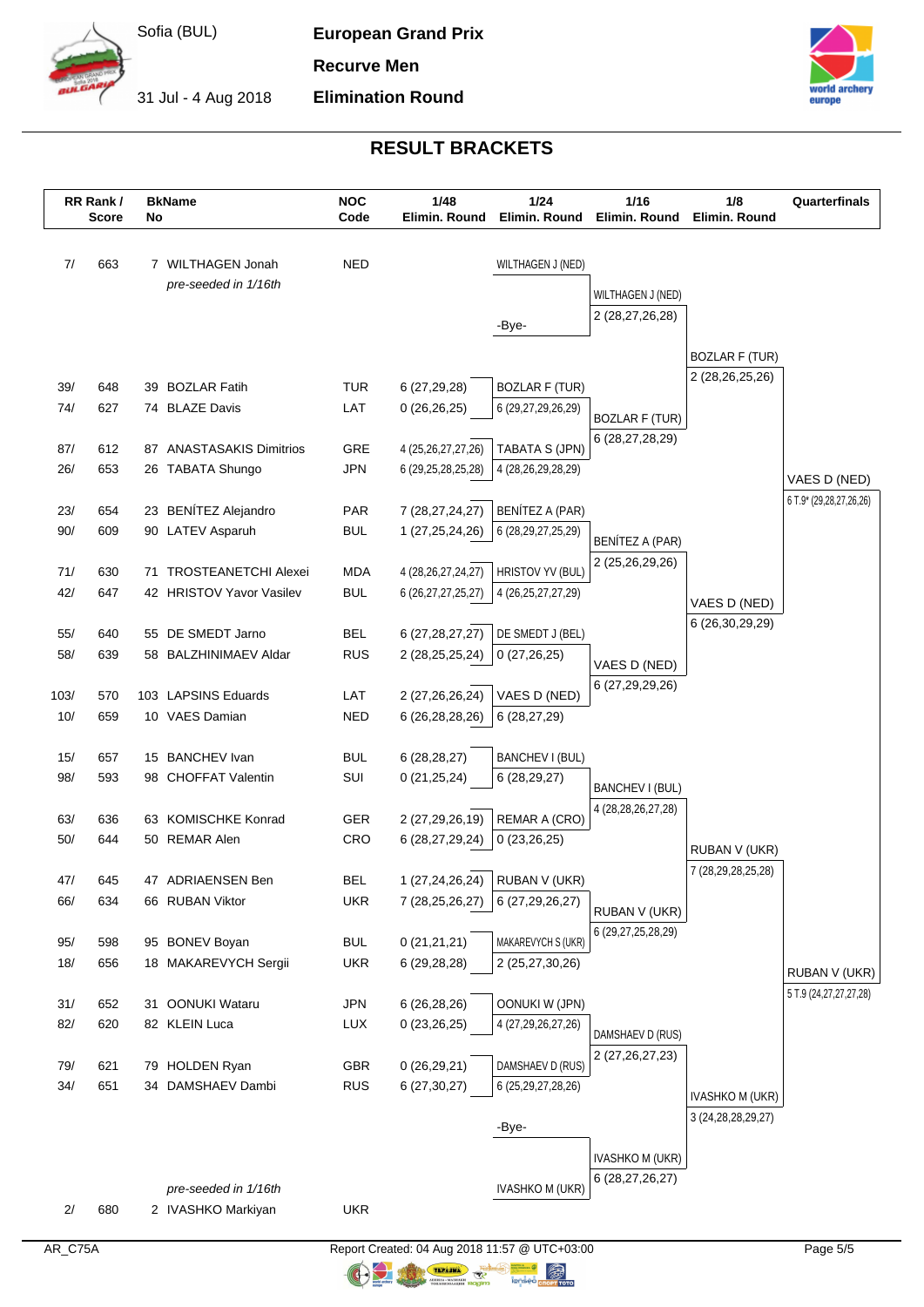Sofia (BUL)

31 Jul - 4 Aug 2018

**European Grand Prix**

**Recurve Men**

**Elimination Round**

## RESULT BRACKETS

| RR Rank / Score | | BkName No | | NOC Code | 1/48 Elimin. Round | 1/24 Elimin. Round | 1/16 Elimin. Round | 1/8 Elimin. Round | Quarterfinals |
|---|---|---|---|---|---|---|---|---|---|
| 7/ | 663 | 7 | WILTHAGEN Jonah *pre-seeded in 1/16th* | NED | | WILTHAGEN J (NED) | WILTHAGEN J (NED) 2 (28,27,26,28) | | |
| | | | | | | -Bye- | | BOZLAR F (TUR) 2 (28,26,25,26) | |
| 39/ | 648 | 39 | BOZLAR Fatih | TUR | 6 (27,29,28) | BOZLAR F (TUR) | | | |
| 74/ | 627 | 74 | BLAZE Davis | LAT | 0 (26,26,25) | 6 (29,27,29,26,29) | BOZLAR F (TUR) 6 (28,27,28,29) | | |
| 87/ | 612 | 87 | ANASTASAKIS Dimitrios | GRE | 4 (25,26,27,27,26) | TABATA S (JPN) | | | |
| 26/ | 653 | 26 | TABATA Shungo | JPN | 6 (29,25,28,25,28) | 4 (28,26,29,28,29) | | | VAES D (NED) 6 T.9* (29,28,27,26,26) |
| 23/ | 654 | 23 | BENÍTEZ Alejandro | PAR | 7 (28,27,24,27) | BENÍTEZ A (PAR) | | | |
| 90/ | 609 | 90 | LATEV Asparuh | BUL | 1 (27,25,24,26) | 6 (28,29,27,25,29) | BENÍTEZ A (PAR) 2 (25,26,29,26) | | |
| 71/ | 630 | 71 | TROSTEANETCHI Alexei | MDA | 4 (28,26,27,24,27) | HRISTOV YV (BUL) | | | |
| 42/ | 647 | 42 | HRISTOV Yavor Vasilev | BUL | 6 (26,27,27,25,27) | 4 (26,25,27,27,29) | | VAES D (NED) 6 (26,30,29,29) | |
| 55/ | 640 | 55 | DE SMEDT Jarno | BEL | 6 (27,28,27,27) | DE SMEDT J (BEL) | | | |
| 58/ | 639 | 58 | BALZHINIMAEV Aldar | RUS | 2 (28,25,25,24) | 0 (27,26,25) | VAES D (NED) 6 (27,29,29,26) | | |
| 103/ | 570 | 103 | LAPSINS Eduards | LAT | 2 (27,26,26,24) | VAES D (NED) | | | |
| 10/ | 659 | 10 | VAES Damian | NED | 6 (26,28,28,26) | 6 (28,27,29) | | | |
| 15/ | 657 | 15 | BANCHEV Ivan | BUL | 6 (28,28,27) | BANCHEV I (BUL) | | | |
| 98/ | 593 | 98 | CHOFFAT Valentin | SUI | 0 (21,25,24) | 6 (28,29,27) | BANCHEV I (BUL) 4 (28,28,26,27,28) | | |
| 63/ | 636 | 63 | KOMISCHKE Konrad | GER | 2 (27,29,26,19) | REMAR A (CRO) | | | |
| 50/ | 644 | 50 | REMAR Alen | CRO | 6 (28,27,29,24) | 0 (23,26,25) | | RUBAN V (UKR) 7 (28,29,28,25,28) | |
| 47/ | 645 | 47 | ADRIAENSEN Ben | BEL | 1 (27,24,26,24) | RUBAN V (UKR) | | | |
| 66/ | 634 | 66 | RUBAN Viktor | UKR | 7 (28,25,26,27) | 6 (27,29,26,27) | RUBAN V (UKR) 6 (29,27,25,28,29) | | |
| 95/ | 598 | 95 | BONEV Boyan | BUL | 0 (21,21,21) | MAKAREVYCH S (UKR) | | | |
| 18/ | 656 | 18 | MAKAREVYCH Sergii | UKR | 6 (29,28,28) | 2 (25,27,30,26) | | | RUBAN V (UKR) 5 T.9 (24,27,27,27,28) |
| 31/ | 652 | 31 | OONUKI Wataru | JPN | 6 (26,28,26) | OONUKI W (JPN) | | | |
| 82/ | 620 | 82 | KLEIN Luca | LUX | 0 (23,26,25) | 4 (27,29,26,27,26) | DAMSHAEV D (RUS) 2 (27,26,27,23) | | |
| 79/ | 621 | 79 | HOLDEN Ryan | GBR | 0 (26,29,21) | DAMSHAEV D (RUS) | | | |
| 34/ | 651 | 34 | DAMSHAEV Dambi | RUS | 6 (27,30,27) | 6 (25,29,27,28,26) | | IVASHKO M (UKR) 3 (24,28,28,29,27) | |
| | | | | | | -Bye- | IVASHKO M (UKR) 6 (28,27,26,27) | | |
| 2/ | 680 | 2 | IVASHKO Markiyan *pre-seeded in 1/16th* | UKR | | IVASHKO M (UKR) | | | |

AR_C75A

Report Created: 04 Aug 2018 11:57 @ UTC+03:00